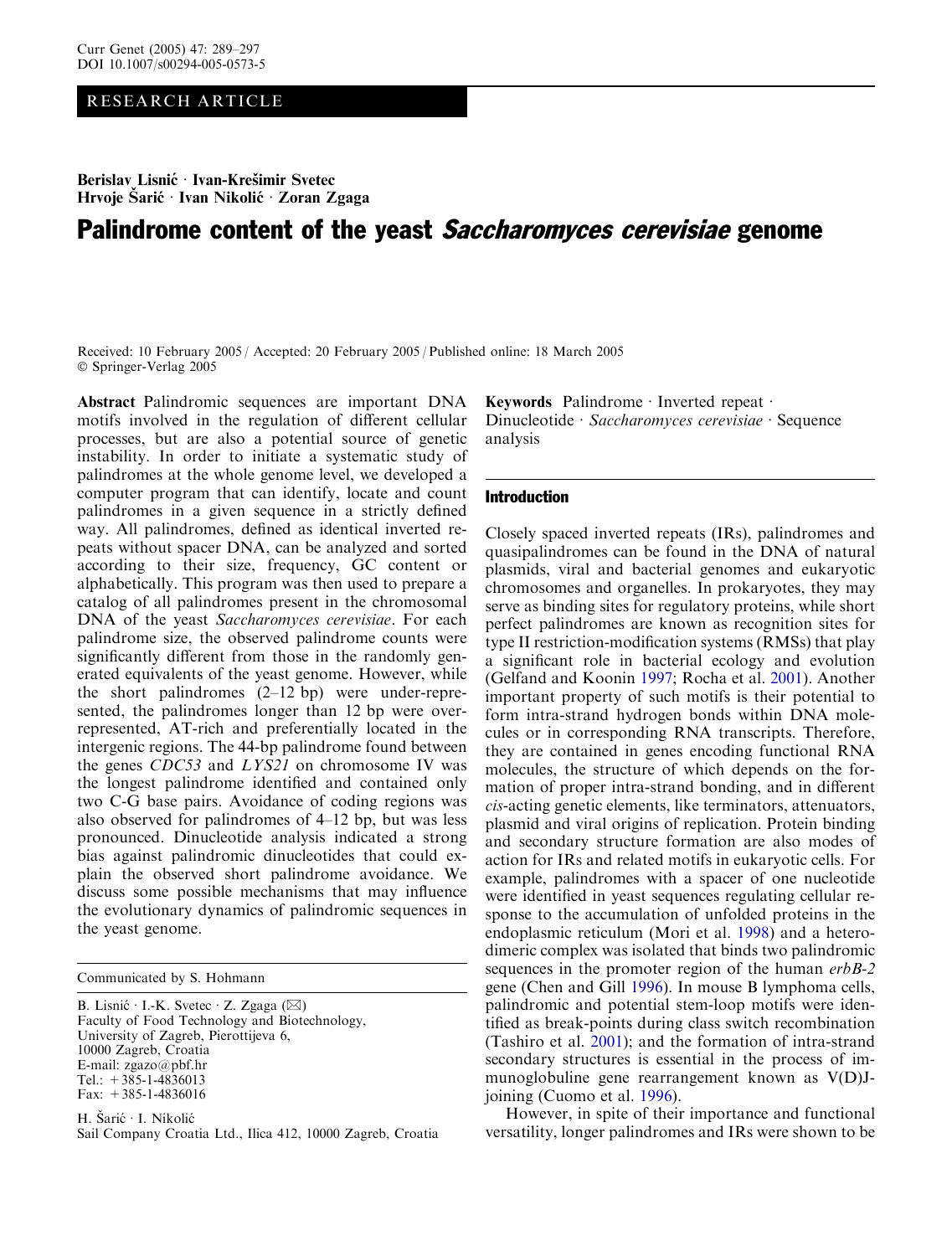RESEARCH ARTICLE

Berislav Lisnić · Ivan-Krešimir Svetec · Hrvoje Šarić · Ivan Nikolić · Zoran Zgaga

# Palindrome content of the yeast *Saccharomyces cerevisiae* genome

Received: 10 February 2005 / Accepted: 20 February 2005 / Published online: 18 March 2005
© Springer-Verlag 2005

**Abstract** Palindromic sequences are important DNA motifs involved in the regulation of different cellular processes, but are also a potential source of genetic instability. In order to initiate a systematic study of palindromes at the whole genome level, we developed a computer program that can identify, locate and count palindromes in a given sequence in a strictly defined way. All palindromes, defined as identical inverted repeats without spacer DNA, can be analyzed and sorted according to their size, frequency, GC content or alphabetically. This program was then used to prepare a catalog of all palindromes present in the chromosomal DNA of the yeast *Saccharomyces cerevisiae*. For each palindrome size, the observed palindrome counts were significantly different from those in the randomly generated equivalents of the yeast genome. However, while the short palindromes (2–12 bp) were under-represented, the palindromes longer than 12 bp were over-represented, AT-rich and preferentially located in the intergenic regions. The 44-bp palindrome found between the genes *CDC53* and *LYS21* on chromosome IV was the longest palindrome identified and contained only two C-G base pairs. Avoidance of coding regions was also observed for palindromes of 4–12 bp, but was less pronounced. Dinucleotide analysis indicated a strong bias against palindromic dinucleotides that could explain the observed short palindrome avoidance. We discuss some possible mechanisms that may influence the evolutionary dynamics of palindromic sequences in the yeast genome.

Communicated by S. Hohmann

B. Lisnić · I.-K. Svetec · Z. Zgaga (✉)
Faculty of Food Technology and Biotechnology, University of Zagreb, Pierottijeva 6, 10000 Zagreb, Croatia
E-mail: zgazo@pbf.hr
Tel.: +385-1-4836013
Fax: +385-1-4836016

H. Šarić · I. Nikolić
Sail Company Croatia Ltd., Ilica 412, 10000 Zagreb, Croatia

**Keywords** Palindrome · Inverted repeat · Dinucleotide · *Saccharomyces cerevisiae* · Sequence analysis

## Introduction

Closely spaced inverted repeats (IRs), palindromes and quasipalindromes can be found in the DNA of natural plasmids, viral and bacterial genomes and eukaryotic chromosomes and organelles. In prokaryotes, they may serve as binding sites for regulatory proteins, while short perfect palindromes are known as recognition sites for type II restriction-modification systems (RMSs) that play a significant role in bacterial ecology and evolution (Gelfand and Koonin 1997; Rocha et al. 2001). Another important property of such motifs is their potential to form intra-strand hydrogen bonds within DNA molecules or in corresponding RNA transcripts. Therefore, they are contained in genes encoding functional RNA molecules, the structure of which depends on the formation of proper intra-strand bonding, and in different *cis*-acting genetic elements, like terminators, attenuators, plasmid and viral origins of replication. Protein binding and secondary structure formation are also modes of action for IRs and related motifs in eukaryotic cells. For example, palindromes with a spacer of one nucleotide were identified in yeast sequences regulating cellular response to the accumulation of unfolded proteins in the endoplasmic reticulum (Mori et al. 1998) and a heterodimeric complex was isolated that binds two palindromic sequences in the promoter region of the human *erbB-2* gene (Chen and Gill 1996). In mouse B lymphoma cells, palindromic and potential stem-loop motifs were identified as break-points during class switch recombination (Tashiro et al. 2001); and the formation of intra-strand secondary structures is essential in the process of immunoglobuline gene rearrangement known as V(D)J-joining (Cuomo et al. 1996).

However, in spite of their importance and functional versatility, longer palindromes and IRs were shown to be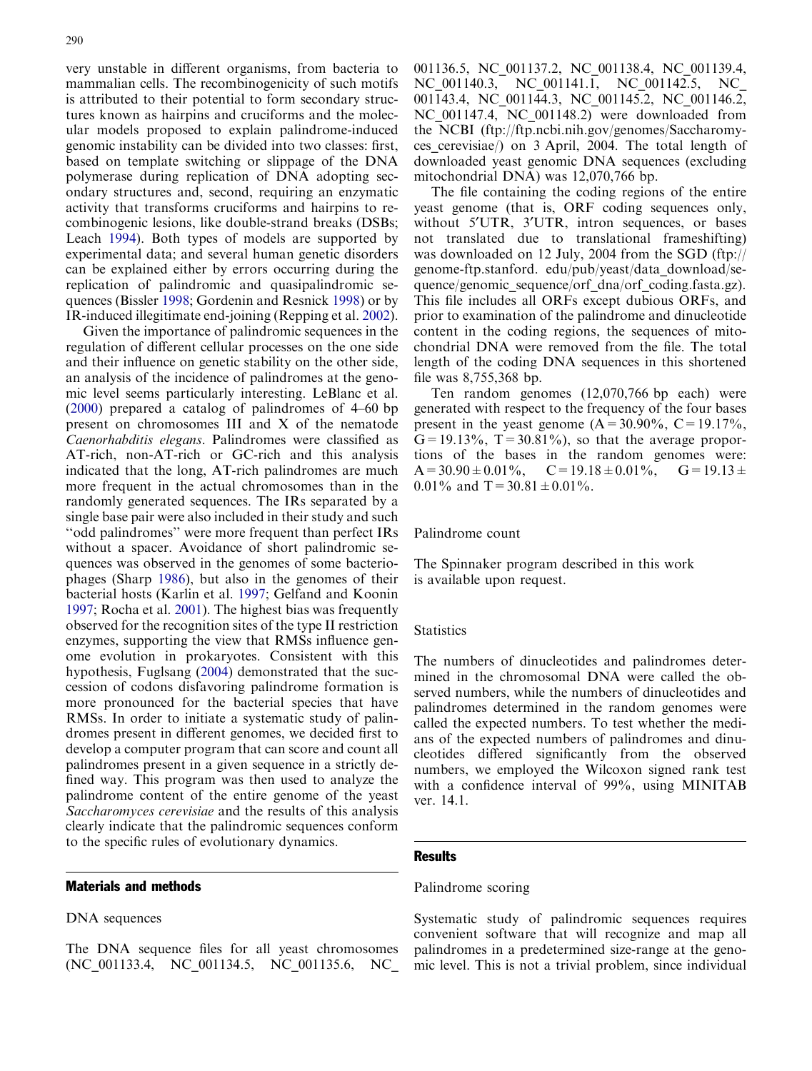very unstable in different organisms, from bacteria to mammalian cells. The recombinogenicity of such motifs is attributed to their potential to form secondary structures known as hairpins and cruciforms and the molecular models proposed to explain palindrome-induced genomic instability can be divided into two classes: first, based on template switching or slippage of the DNA polymerase during replication of DNA adopting secondary structures and, second, requiring an enzymatic activity that transforms cruciforms and hairpins to recombinogenic lesions, like double-strand breaks (DSBs; Leach 1994). Both types of models are supported by experimental data; and several human genetic disorders can be explained either by errors occurring during the replication of palindromic and quasipalindromic sequences (Bissler 1998; Gordenin and Resnick 1998) or by IR-induced illegitimate end-joining (Repping et al. 2002).

Given the importance of palindromic sequences in the regulation of different cellular processes on the one side and their influence on genetic stability on the other side, an analysis of the incidence of palindromes at the genomic level seems particularly interesting. LeBlanc et al. (2000) prepared a catalog of palindromes of 4–60 bp present on chromosomes III and X of the nematode *Caenorhabditis elegans*. Palindromes were classified as AT-rich, non-AT-rich or GC-rich and this analysis indicated that the long, AT-rich palindromes are much more frequent in the actual chromosomes than in the randomly generated sequences. The IRs separated by a single base pair were also included in their study and such "odd palindromes" were more frequent than perfect IRs without a spacer. Avoidance of short palindromic sequences was observed in the genomes of some bacteriophages (Sharp 1986), but also in the genomes of their bacterial hosts (Karlin et al. 1997; Gelfand and Koonin 1997; Rocha et al. 2001). The highest bias was frequently observed for the recognition sites of the type II restriction enzymes, supporting the view that RMSs influence genome evolution in prokaryotes. Consistent with this hypothesis, Fuglsang (2004) demonstrated that the succession of codons disfavoring palindrome formation is more pronounced for the bacterial species that have RMSs. In order to initiate a systematic study of palindromes present in different genomes, we decided first to develop a computer program that can score and count all palindromes present in a given sequence in a strictly defined way. This program was then used to analyze the palindrome content of the entire genome of the yeast *Saccharomyces cerevisiae* and the results of this analysis clearly indicate that the palindromic sequences conform to the specific rules of evolutionary dynamics.

## Materials and methods

### DNA sequences

The DNA sequence files for all yeast chromosomes (NC_001133.4, NC_001134.5, NC_001135.6, NC_001136.5, NC_001137.2, NC_001138.4, NC_001139.4, NC_001140.3, NC_001141.1, NC_001142.5, NC_001143.4, NC_001144.3, NC_001145.2, NC_001146.2, NC_001147.4, NC_001148.2) were downloaded from the NCBI (ftp://ftp.ncbi.nih.gov/genomes/Saccharomyces_cerevisiae/) on 3 April, 2004. The total length of downloaded yeast genomic DNA sequences (excluding mitochondrial DNA) was 12,070,766 bp.

The file containing the coding regions of the entire yeast genome (that is, ORF coding sequences only, without 5′UTR, 3′UTR, intron sequences, or bases not translated due to translational frameshifting) was downloaded on 12 July, 2004 from the SGD (ftp://genome-ftp.stanford. edu/pub/yeast/data_download/sequence/genomic_sequence/orf_dna/orf_coding.fasta.gz). This file includes all ORFs except dubious ORFs, and prior to examination of the palindrome and dinucleotide content in the coding regions, the sequences of mitochondrial DNA were removed from the file. The total length of the coding DNA sequences in this shortened file was 8,755,368 bp.

Ten random genomes (12,070,766 bp each) were generated with respect to the frequency of the four bases present in the yeast genome (A = 30.90%, C = 19.17%, G = 19.13%, T = 30.81%), so that the average proportions of the bases in the random genomes were: A = 30.90 ± 0.01%, C = 19.18 ± 0.01%, G = 19.13 ± 0.01% and T = 30.81 ± 0.01%.

### Palindrome count

The Spinnaker program described in this work is available upon request.

### Statistics

The numbers of dinucleotides and palindromes determined in the chromosomal DNA were called the observed numbers, while the numbers of dinucleotides and palindromes determined in the random genomes were called the expected numbers. To test whether the medians of the expected numbers of palindromes and dinucleotides differed significantly from the observed numbers, we employed the Wilcoxon signed rank test with a confidence interval of 99%, using MINITAB ver. 14.1.

## Results

### Palindrome scoring

Systematic study of palindromic sequences requires convenient software that will recognize and map all palindromes in a predetermined size-range at the genomic level. This is not a trivial problem, since individual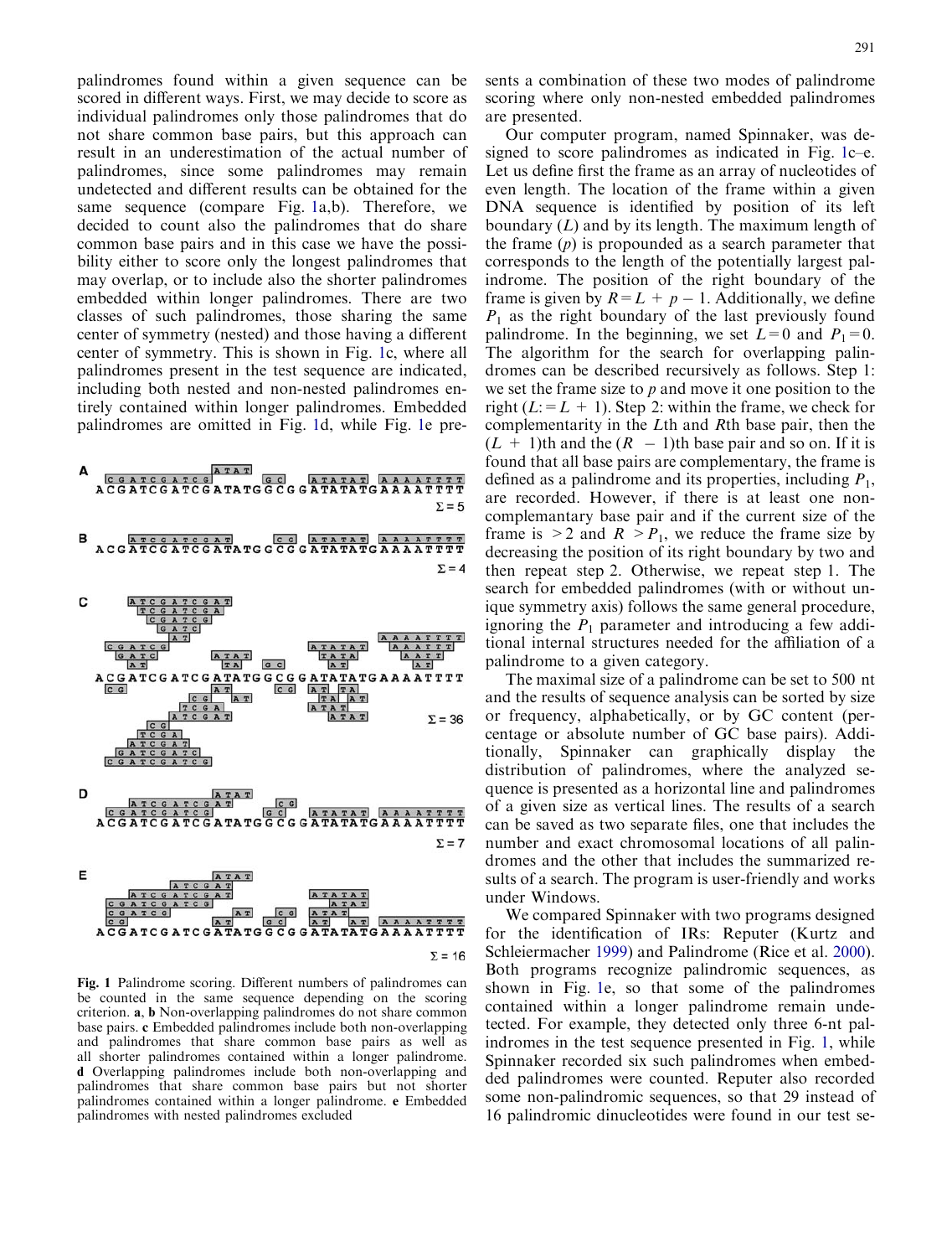palindromes found within a given sequence can be scored in different ways. First, we may decide to score as individual palindromes only those palindromes that do not share common base pairs, but this approach can result in an underestimation of the actual number of palindromes, since some palindromes may remain undetected and different results can be obtained for the same sequence (compare Fig. 1a,b). Therefore, we decided to count also the palindromes that do share common base pairs and in this case we have the possibility either to score only the longest palindromes that may overlap, or to include also the shorter palindromes embedded within longer palindromes. There are two classes of such palindromes, those sharing the same center of symmetry (nested) and those having a different center of symmetry. This is shown in Fig. 1c, where all palindromes present in the test sequence are indicated, including both nested and non-nested palindromes entirely contained within longer palindromes. Embedded palindromes are omitted in Fig. 1d, while Fig. 1e presents a combination of these two modes of palindrome scoring where only non-nested embedded palindromes are presented.

Fig. 1 Palindrome scoring. Different numbers of palindromes can be counted in the same sequence depending on the scoring criterion. **a**, **b** Non-overlapping palindromes do not share common base pairs. **c** Embedded palindromes include both non-overlapping and palindromes that share common base pairs as well as all shorter palindromes contained within a longer palindrome. **d** Overlapping palindromes include both non-overlapping and palindromes that share common base pairs but not shorter palindromes contained within a longer palindrome. **e** Embedded palindromes with nested palindromes excluded

Our computer program, named Spinnaker, was designed to score palindromes as indicated in Fig. 1c–e. Let us define first the frame as an array of nucleotides of even length. The location of the frame within a given DNA sequence is identified by position of its left boundary ($L$) and by its length. The maximum length of the frame ($p$) is propounded as a search parameter that corresponds to the length of the potentially largest palindrome. The position of the right boundary of the frame is given by $R = L + p - 1$. Additionally, we define $P_1$ as the right boundary of the last previously found palindrome. In the beginning, we set $L = 0$ and $P_1 = 0$. The algorithm for the search for overlapping palindromes can be described recursively as follows. Step 1: we set the frame size to $p$ and move it one position to the right ($L := L + 1$). Step 2: within the frame, we check for complementarity in the $L$th and $R$th base pair, then the $(L + 1)$th and the $(R - 1)$th base pair and so on. If it is found that all base pairs are complementary, the frame is defined as a palindrome and its properties, including $P_1$, are recorded. However, if there is at least one non-complemantary base pair and if the current size of the frame is $> 2$ and $R > P_1$, we reduce the frame size by decreasing the position of its right boundary by two and then repeat step 2. Otherwise, we repeat step 1. The search for embedded palindromes (with or without unique symmetry axis) follows the same general procedure, ignoring the $P_1$ parameter and introducing a few additional internal structures needed for the affiliation of a palindrome to a given category.

The maximal size of a palindrome can be set to 500 nt and the results of sequence analysis can be sorted by size or frequency, alphabetically, or by GC content (percentage or absolute number of GC base pairs). Additionally, Spinnaker can graphically display the distribution of palindromes, where the analyzed sequence is presented as a horizontal line and palindromes of a given size as vertical lines. The results of a search can be saved as two separate files, one that includes the number and exact chromosomal locations of all palindromes and the other that includes the summarized results of a search. The program is user-friendly and works under Windows.

We compared Spinnaker with two programs designed for the identification of IRs: Reputer (Kurtz and Schleiermacher 1999) and Palindrome (Rice et al. 2000). Both programs recognize palindromic sequences, as shown in Fig. 1e, so that some of the palindromes contained within a longer palindrome remain undetected. For example, they detected only three 6-nt palindromes in the test sequence presented in Fig. 1, while Spinnaker recorded six such palindromes when embedded palindromes were counted. Reputer also recorded some non-palindromic sequences, so that 29 instead of 16 palindromic dinucleotides were found in our test se-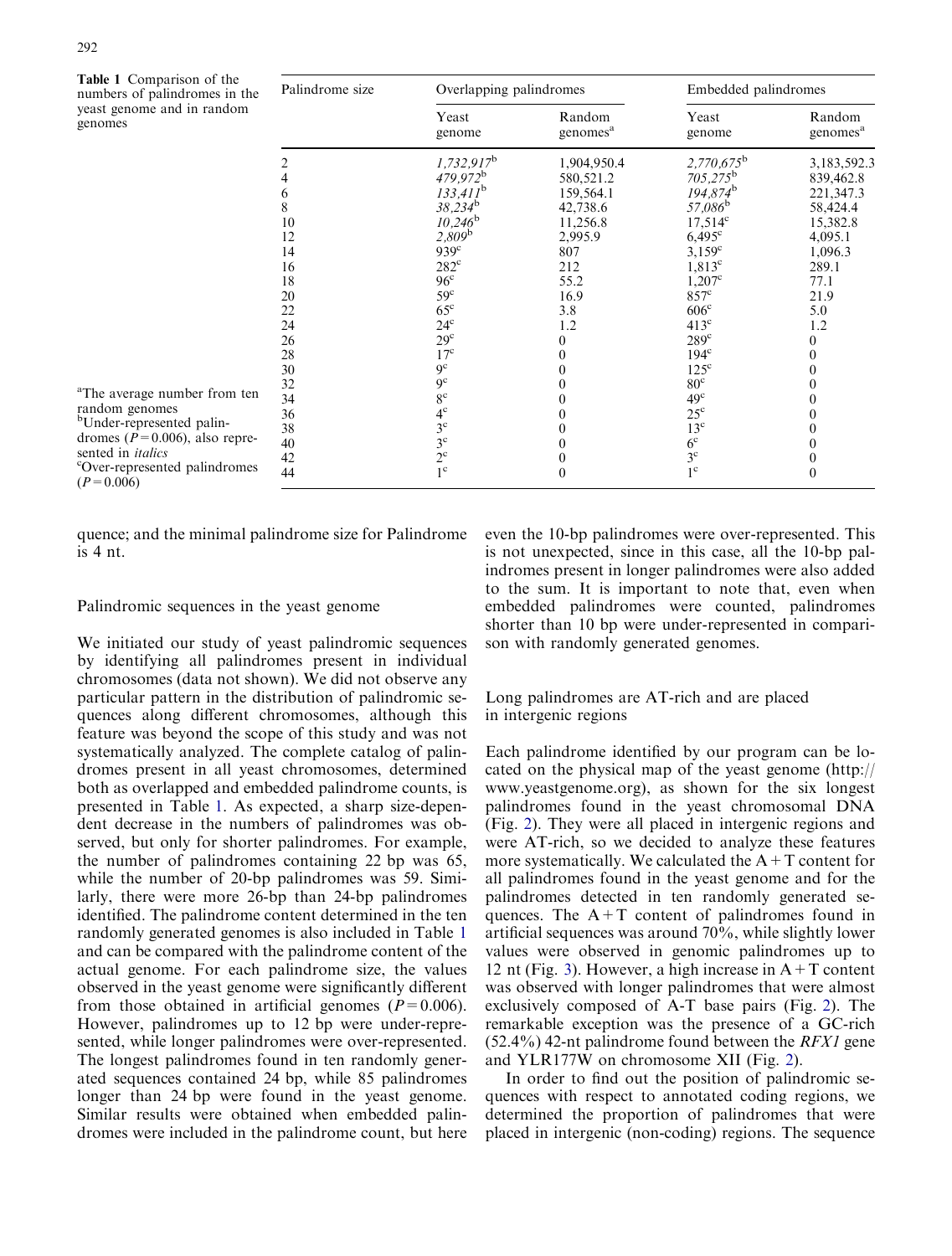**Table 1** Comparison of the numbers of palindromes in the yeast genome and in random genomes

| Palindrome size | Overlapping palindromes | | Embedded palindromes | |
|---|---|---|---|---|
| | Yeast genome | Random genomes[a] | Yeast genome | Random genomes[a] |
| 2 | *1,732,917*[b] | 1,904,950.4 | *2,770,675*[b] | 3,183,592.3 |
| 4 | *479,972*[b] | 580,521.2 | *705,275*[b] | 839,462.8 |
| 6 | *133,411*[b] | 159,564.1 | *194,874*[b] | 221,347.3 |
| 8 | *38,234*[b] | 42,738.6 | *57,086*[b] | 58,424.4 |
| 10 | *10,246*[b] | 11,256.8 | 17,514[c] | 15,382.8 |
| 12 | *2,809*[b] | 2,995.9 | 6,495[c] | 4,095.1 |
| 14 | 939[c] | 807 | 3,159[c] | 1,096.3 |
| 16 | 282[c] | 212 | 1,813[c] | 289.1 |
| 18 | 96[c] | 55.2 | 1,207[c] | 77.1 |
| 20 | 59[c] | 16.9 | 857[c] | 21.9 |
| 22 | 65[c] | 3.8 | 606[c] | 5.0 |
| 24 | 24[c] | 1.2 | 413[c] | 1.2 |
| 26 | 29[c] | 0 | 289[c] | 0 |
| 28 | 17[c] | 0 | 194[c] | 0 |
| 30 | 9[c] | 0 | 125[c] | 0 |
| 32 | 9[c] | 0 | 80[c] | 0 |
| 34 | 8[c] | 0 | 49[c] | 0 |
| 36 | 4[c] | 0 | 25[c] | 0 |
| 38 | 3[c] | 0 | 13[c] | 0 |
| 40 | 3[c] | 0 | 6[c] | 0 |
| 42 | 2[c] | 0 | 3[c] | 0 |
| 44 | 1[c] | 0 | 1[c] | 0 |

[a]The average number from ten random genomes
[b]Under-represented palindromes ($P = 0.006$), also represented in *italics*
[c]Over-represented palindromes ($P = 0.006$)

quence; and the minimal palindrome size for Palindrome is 4 nt.

## Palindromic sequences in the yeast genome

We initiated our study of yeast palindromic sequences by identifying all palindromes present in individual chromosomes (data not shown). We did not observe any particular pattern in the distribution of palindromic sequences along different chromosomes, although this feature was beyond the scope of this study and was not systematically analyzed. The complete catalog of palindromes present in all yeast chromosomes, determined both as overlapped and embedded palindrome counts, is presented in Table 1. As expected, a sharp size-dependent decrease in the numbers of palindromes was observed, but only for shorter palindromes. For example, the number of palindromes containing 22 bp was 65, while the number of 20-bp palindromes was 59. Similarly, there were more 26-bp than 24-bp palindromes identified. The palindrome content determined in the ten randomly generated genomes is also included in Table 1 and can be compared with the palindrome content of the actual genome. For each palindrome size, the values observed in the yeast genome were significantly different from those obtained in artificial genomes ($P = 0.006$). However, palindromes up to 12 bp were under-represented, while longer palindromes were over-represented. The longest palindromes found in ten randomly generated sequences contained 24 bp, while 85 palindromes longer than 24 bp were found in the yeast genome. Similar results were obtained when embedded palindromes were included in the palindrome count, but here even the 10-bp palindromes were over-represented. This is not unexpected, since in this case, all the 10-bp palindromes present in longer palindromes were also added to the sum. It is important to note that, even when embedded palindromes were counted, palindromes shorter than 10 bp were under-represented in comparison with randomly generated genomes.

## Long palindromes are AT-rich and are placed in intergenic regions

Each palindrome identified by our program can be located on the physical map of the yeast genome (http://www.yeastgenome.org), as shown for the six longest palindromes found in the yeast chromosomal DNA (Fig. 2). They were all placed in intergenic regions and were AT-rich, so we decided to analyze these features more systematically. We calculated the A + T content for all palindromes found in the yeast genome and for the palindromes detected in ten randomly generated sequences. The A + T content of palindromes found in artificial sequences was around 70%, while slightly lower values were observed in genomic palindromes up to 12 nt (Fig. 3). However, a high increase in A + T content was observed with longer palindromes that were almost exclusively composed of A-T base pairs (Fig. 2). The remarkable exception was the presence of a GC-rich (52.4%) 42-nt palindrome found between the *RFX1* gene and YLR177W on chromosome XII (Fig. 2).

In order to find out the position of palindromic sequences with respect to annotated coding regions, we determined the proportion of palindromes that were placed in intergenic (non-coding) regions. The sequence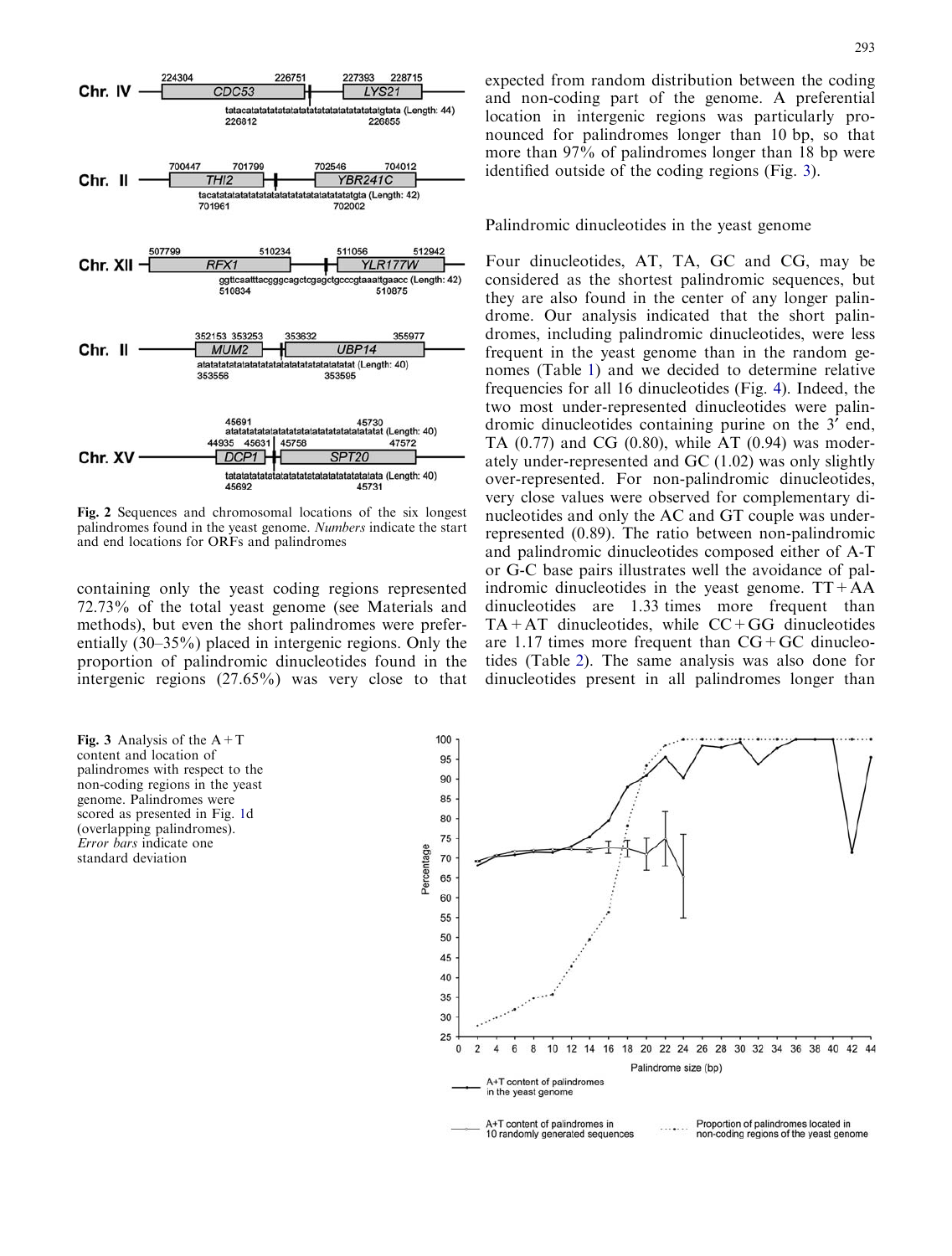Fig. 2 Sequences and chromosomal locations of the six longest palindromes found in the yeast genome. *Numbers* indicate the start and end locations for ORFs and palindromes

containing only the yeast coding regions represented 72.73% of the total yeast genome (see Materials and methods), but even the short palindromes were preferentially (30–35%) placed in intergenic regions. Only the proportion of palindromic dinucleotides found in the intergenic regions (27.65%) was very close to that expected from random distribution between the coding and non-coding part of the genome. A preferential location in intergenic regions was particularly pronounced for palindromes longer than 10 bp, so that more than 97% of palindromes longer than 18 bp were identified outside of the coding regions (Fig. 3).

## Palindromic dinucleotides in the yeast genome

Four dinucleotides, AT, TA, GC and CG, may be considered as the shortest palindromic sequences, but they are also found in the center of any longer palindrome. Our analysis indicated that the short palindromes, including palindromic dinucleotides, were less frequent in the yeast genome than in the random genomes (Table 1) and we decided to determine relative frequencies for all 16 dinucleotides (Fig. 4). Indeed, the two most under-represented dinucleotides were palindromic dinucleotides containing purine on the 3′ end, TA (0.77) and CG (0.80), while AT (0.94) was moderately under-represented and GC (1.02) was only slightly over-represented. For non-palindromic dinucleotides, very close values were observed for complementary dinucleotides and only the AC and GT couple was under-represented (0.89). The ratio between non-palindromic and palindromic dinucleotides composed either of A-T or G-C base pairs illustrates well the avoidance of palindromic dinucleotides in the yeast genome. TT + AA dinucleotides are 1.33 times more frequent than TA + AT dinucleotides, while CC + GG dinucleotides are 1.17 times more frequent than CG + GC dinucleotides (Table 2). The same analysis was also done for dinucleotides present in all palindromes longer than

Fig. 3 Analysis of the A + T content and location of palindromes with respect to the non-coding regions in the yeast genome. Palindromes were scored as presented in Fig. 1d (overlapping palindromes). *Error bars* indicate one standard deviation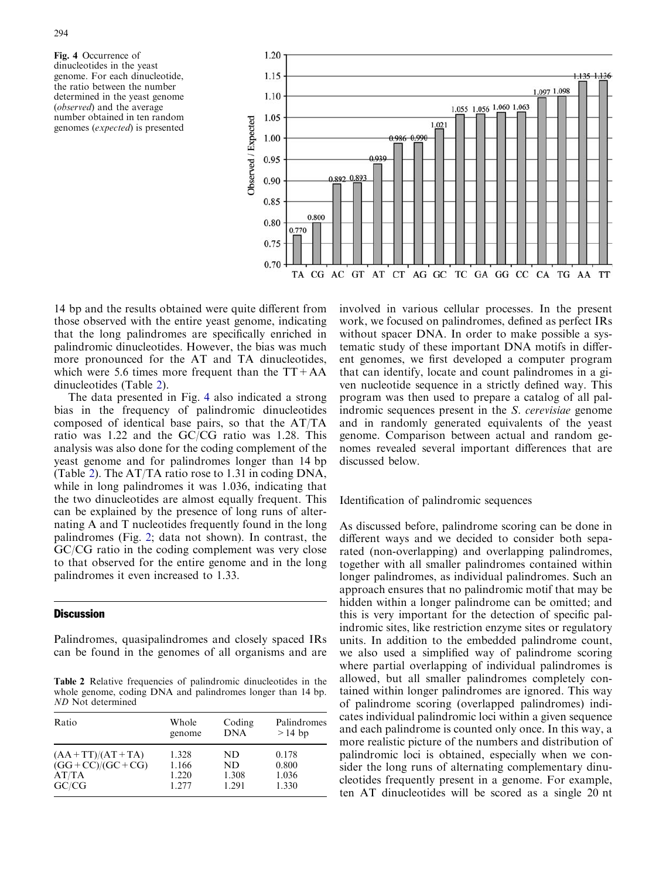Fig. 4 Occurrence of dinucleotides in the yeast genome. For each dinucleotide, the ratio between the number determined in the yeast genome (*observed*) and the average number obtained in ten random genomes (*expected*) is presented

14 bp and the results obtained were quite different from those observed with the entire yeast genome, indicating that the long palindromes are specifically enriched in palindromic dinucleotides. However, the bias was much more pronounced for the AT and TA dinucleotides, which were 5.6 times more frequent than the TT + AA dinucleotides (Table 2).

The data presented in Fig. 4 also indicated a strong bias in the frequency of palindromic dinucleotides composed of identical base pairs, so that the AT/TA ratio was 1.22 and the GC/CG ratio was 1.28. This analysis was also done for the coding complement of the yeast genome and for palindromes longer than 14 bp (Table 2). The AT/TA ratio rose to 1.31 in coding DNA, while in long palindromes it was 1.036, indicating that the two dinucleotides are almost equally frequent. This can be explained by the presence of long runs of alternating A and T nucleotides frequently found in the long palindromes (Fig. 2; data not shown). In contrast, the GC/CG ratio in the coding complement was very close to that observed for the entire genome and in the long palindromes it even increased to 1.33.

## Discussion

Palindromes, quasipalindromes and closely spaced IRs can be found in the genomes of all organisms and are involved in various cellular processes. In the present work, we focused on palindromes, defined as perfect IRs without spacer DNA. In order to make possible a systematic study of these important DNA motifs in different genomes, we first developed a computer program that can identify, locate and count palindromes in a given nucleotide sequence in a strictly defined way. This program was then used to prepare a catalog of all palindromic sequences present in the *S. cerevisiae* genome and in randomly generated equivalents of the yeast genome. Comparison between actual and random genomes revealed several important differences that are discussed below.

**Table 2** Relative frequencies of palindromic dinucleotides in the whole genome, coding DNA and palindromes longer than 14 bp. *ND* Not determined

| Ratio | Whole genome | Coding DNA | Palindromes > 14 bp |
|---|---|---|---|
| (AA + TT)/(AT + TA) | 1.328 | ND | 0.178 |
| (GG + CC)/(GC + CG) | 1.166 | ND | 0.800 |
| AT/TA | 1.220 | 1.308 | 1.036 |
| GC/CG | 1.277 | 1.291 | 1.330 |

### Identification of palindromic sequences

As discussed before, palindrome scoring can be done in different ways and we decided to consider both separated (non-overlapping) and overlapping palindromes, together with all smaller palindromes contained within longer palindromes, as individual palindromes. Such an approach ensures that no palindromic motif that may be hidden within a longer palindrome can be omitted; and this is very important for the detection of specific palindromic sites, like restriction enzyme sites or regulatory units. In addition to the embedded palindrome count, we also used a simplified way of palindrome scoring where partial overlapping of individual palindromes is allowed, but all smaller palindromes completely contained within longer palindromes are ignored. This way of palindrome scoring (overlapped palindromes) indicates individual palindromic loci within a given sequence and each palindrome is counted only once. In this way, a more realistic picture of the numbers and distribution of palindromic loci is obtained, especially when we consider the long runs of alternating complementary dinucleotides frequently present in a genome. For example, ten AT dinucleotides will be scored as a single 20 nt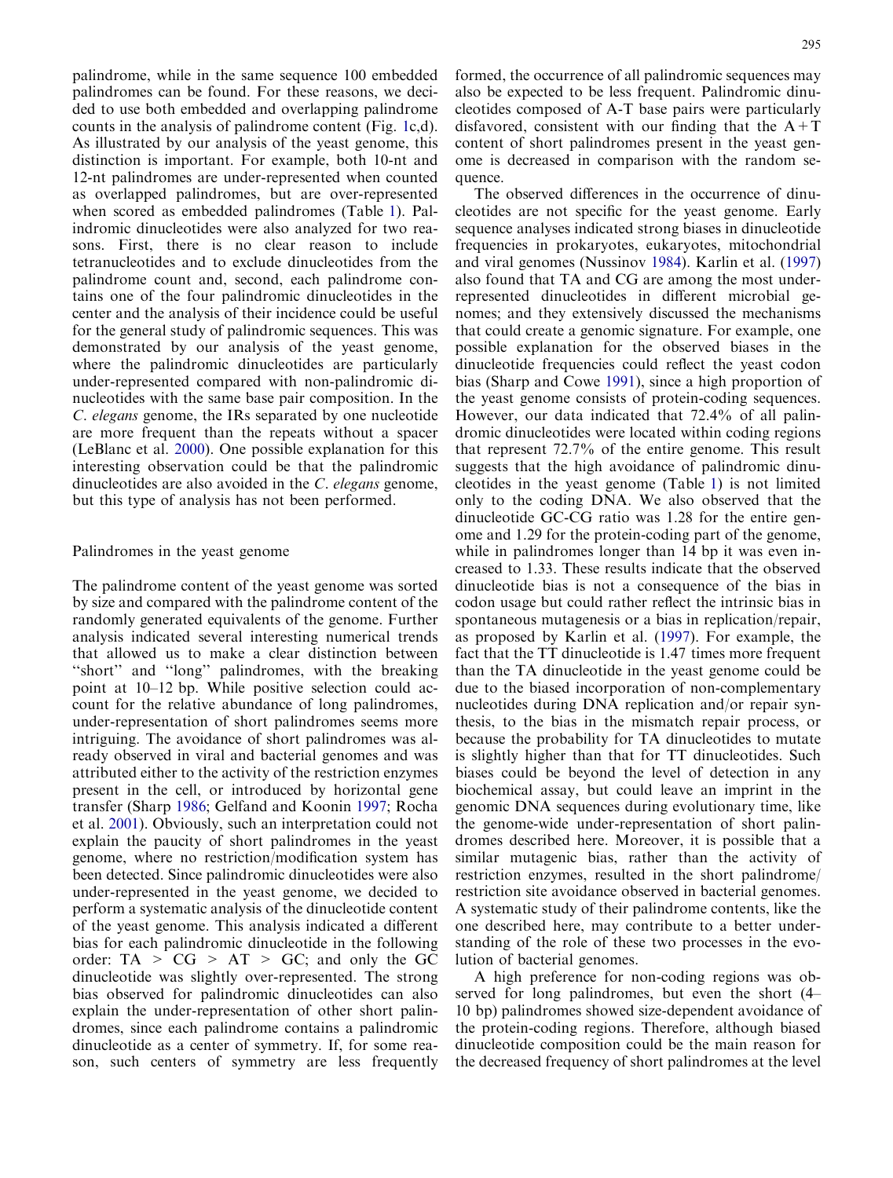palindrome, while in the same sequence 100 embedded palindromes can be found. For these reasons, we decided to use both embedded and overlapping palindrome counts in the analysis of palindrome content (Fig. 1c,d). As illustrated by our analysis of the yeast genome, this distinction is important. For example, both 10-nt and 12-nt palindromes are under-represented when counted as overlapped palindromes, but are over-represented when scored as embedded palindromes (Table 1). Palindromic dinucleotides were also analyzed for two reasons. First, there is no clear reason to include tetranucleotides and to exclude dinucleotides from the palindrome count and, second, each palindrome contains one of the four palindromic dinucleotides in the center and the analysis of their incidence could be useful for the general study of palindromic sequences. This was demonstrated by our analysis of the yeast genome, where the palindromic dinucleotides are particularly under-represented compared with non-palindromic dinucleotides with the same base pair composition. In the *C. elegans* genome, the IRs separated by one nucleotide are more frequent than the repeats without a spacer (LeBlanc et al. 2000). One possible explanation for this interesting observation could be that the palindromic dinucleotides are also avoided in the *C. elegans* genome, but this type of analysis has not been performed.

## Palindromes in the yeast genome

The palindrome content of the yeast genome was sorted by size and compared with the palindrome content of the randomly generated equivalents of the genome. Further analysis indicated several interesting numerical trends that allowed us to make a clear distinction between "short" and "long" palindromes, with the breaking point at 10–12 bp. While positive selection could account for the relative abundance of long palindromes, under-representation of short palindromes seems more intriguing. The avoidance of short palindromes was already observed in viral and bacterial genomes and was attributed either to the activity of the restriction enzymes present in the cell, or introduced by horizontal gene transfer (Sharp 1986; Gelfand and Koonin 1997; Rocha et al. 2001). Obviously, such an interpretation could not explain the paucity of short palindromes in the yeast genome, where no restriction/modification system has been detected. Since palindromic dinucleotides were also under-represented in the yeast genome, we decided to perform a systematic analysis of the dinucleotide content of the yeast genome. This analysis indicated a different bias for each palindromic dinucleotide in the following order: TA > CG > AT > GC; and only the GC dinucleotide was slightly over-represented. The strong bias observed for palindromic dinucleotides can also explain the under-representation of other short palindromes, since each palindrome contains a palindromic dinucleotide as a center of symmetry. If, for some reason, such centers of symmetry are less frequently formed, the occurrence of all palindromic sequences may also be expected to be less frequent. Palindromic dinucleotides composed of A-T base pairs were particularly disfavored, consistent with our finding that the A+T content of short palindromes present in the yeast genome is decreased in comparison with the random sequence.

The observed differences in the occurrence of dinucleotides are not specific for the yeast genome. Early sequence analyses indicated strong biases in dinucleotide frequencies in prokaryotes, eukaryotes, mitochondrial and viral genomes (Nussinov 1984). Karlin et al. (1997) also found that TA and CG are among the most under-represented dinucleotides in different microbial genomes; and they extensively discussed the mechanisms that could create a genomic signature. For example, one possible explanation for the observed biases in the dinucleotide frequencies could reflect the yeast codon bias (Sharp and Cowe 1991), since a high proportion of the yeast genome consists of protein-coding sequences. However, our data indicated that 72.4% of all palindromic dinucleotides were located within coding regions that represent 72.7% of the entire genome. This result suggests that the high avoidance of palindromic dinucleotides in the yeast genome (Table 1) is not limited only to the coding DNA. We also observed that the dinucleotide GC-CG ratio was 1.28 for the entire genome and 1.29 for the protein-coding part of the genome, while in palindromes longer than 14 bp it was even increased to 1.33. These results indicate that the observed dinucleotide bias is not a consequence of the bias in codon usage but could rather reflect the intrinsic bias in spontaneous mutagenesis or a bias in replication/repair, as proposed by Karlin et al. (1997). For example, the fact that the TT dinucleotide is 1.47 times more frequent than the TA dinucleotide in the yeast genome could be due to the biased incorporation of non-complementary nucleotides during DNA replication and/or repair synthesis, to the bias in the mismatch repair process, or because the probability for TA dinucleotides to mutate is slightly higher than that for TT dinucleotides. Such biases could be beyond the level of detection in any biochemical assay, but could leave an imprint in the genomic DNA sequences during evolutionary time, like the genome-wide under-representation of short palindromes described here. Moreover, it is possible that a similar mutagenic bias, rather than the activity of restriction enzymes, resulted in the short palindrome/restriction site avoidance observed in bacterial genomes. A systematic study of their palindrome contents, like the one described here, may contribute to a better understanding of the role of these two processes in the evolution of bacterial genomes.

A high preference for non-coding regions was observed for long palindromes, but even the short (4–10 bp) palindromes showed size-dependent avoidance of the protein-coding regions. Therefore, although biased dinucleotide composition could be the main reason for the decreased frequency of short palindromes at the level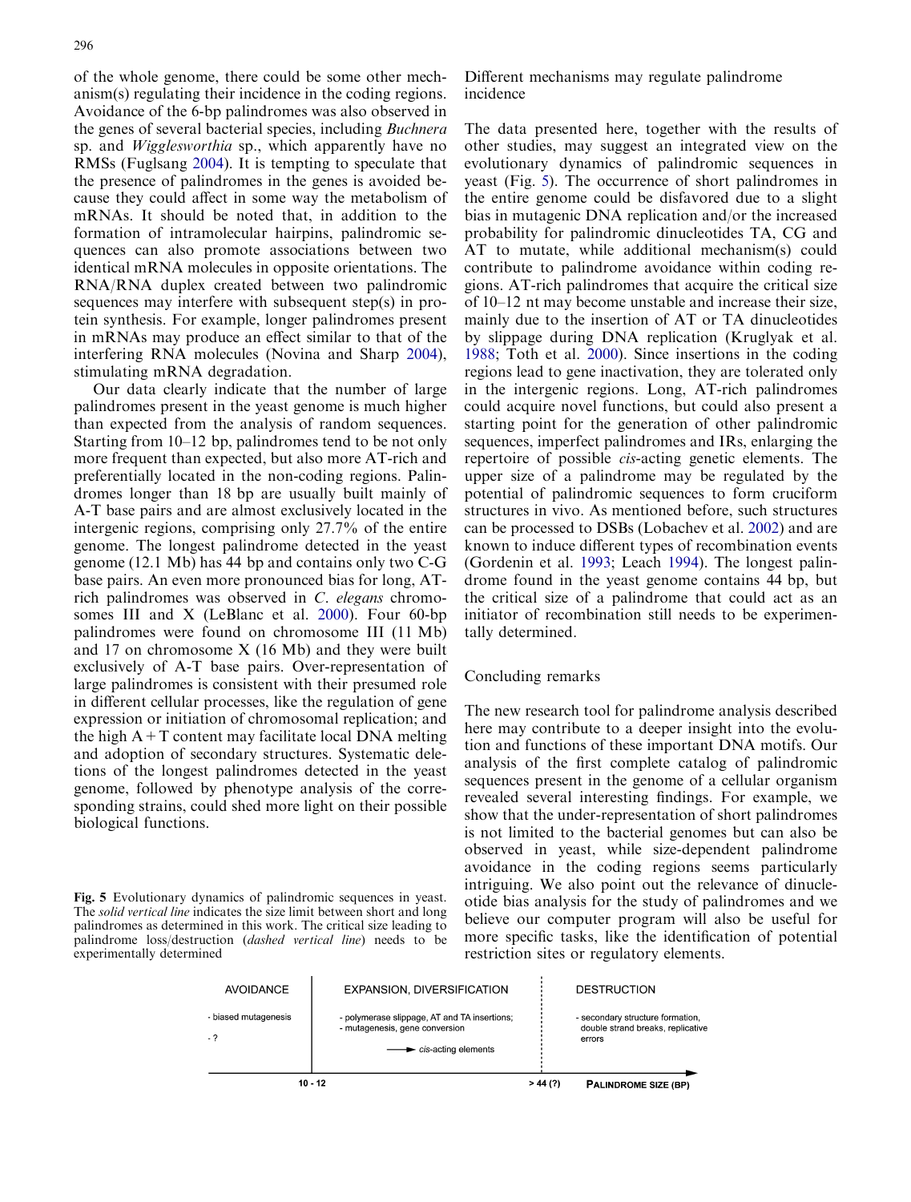of the whole genome, there could be some other mechanism(s) regulating their incidence in the coding regions. Avoidance of the 6-bp palindromes was also observed in the genes of several bacterial species, including *Buchnera* sp. and *Wigglesworthia* sp., which apparently have no RMSs (Fuglsang 2004). It is tempting to speculate that the presence of palindromes in the genes is avoided because they could affect in some way the metabolism of mRNAs. It should be noted that, in addition to the formation of intramolecular hairpins, palindromic sequences can also promote associations between two identical mRNA molecules in opposite orientations. The RNA/RNA duplex created between two palindromic sequences may interfere with subsequent step(s) in protein synthesis. For example, longer palindromes present in mRNAs may produce an effect similar to that of the interfering RNA molecules (Novina and Sharp 2004), stimulating mRNA degradation.

Our data clearly indicate that the number of large palindromes present in the yeast genome is much higher than expected from the analysis of random sequences. Starting from 10–12 bp, palindromes tend to be not only more frequent than expected, but also more AT-rich and preferentially located in the non-coding regions. Palindromes longer than 18 bp are usually built mainly of A-T base pairs and are almost exclusively located in the intergenic regions, comprising only 27.7% of the entire genome. The longest palindrome detected in the yeast genome (12.1 Mb) has 44 bp and contains only two C-G base pairs. An even more pronounced bias for long, AT-rich palindromes was observed in *C. elegans* chromosomes III and X (LeBlanc et al. 2000). Four 60-bp palindromes were found on chromosome III (11 Mb) and 17 on chromosome X (16 Mb) and they were built exclusively of A-T base pairs. Over-representation of large palindromes is consistent with their presumed role in different cellular processes, like the regulation of gene expression or initiation of chromosomal replication; and the high A + T content may facilitate local DNA melting and adoption of secondary structures. Systematic deletions of the longest palindromes detected in the yeast genome, followed by phenotype analysis of the corresponding strains, could shed more light on their possible biological functions.

## Different mechanisms may regulate palindrome incidence

The data presented here, together with the results of other studies, may suggest an integrated view on the evolutionary dynamics of palindromic sequences in yeast (Fig. 5). The occurrence of short palindromes in the entire genome could be disfavored due to a slight bias in mutagenic DNA replication and/or the increased probability for palindromic dinucleotides TA, CG and AT to mutate, while additional mechanism(s) could contribute to palindrome avoidance within coding regions. AT-rich palindromes that acquire the critical size of 10–12 nt may become unstable and increase their size, mainly due to the insertion of AT or TA dinucleotides by slippage during DNA replication (Kruglyak et al. 1988; Toth et al. 2000). Since insertions in the coding regions lead to gene inactivation, they are tolerated only in the intergenic regions. Long, AT-rich palindromes could acquire novel functions, but could also present a starting point for the generation of other palindromic sequences, imperfect palindromes and IRs, enlarging the repertoire of possible *cis*-acting genetic elements. The upper size of a palindrome may be regulated by the potential of palindromic sequences to form cruciform structures in vivo. As mentioned before, such structures can be processed to DSBs (Lobachev et al. 2002) and are known to induce different types of recombination events (Gordenin et al. 1993; Leach 1994). The longest palindrome found in the yeast genome contains 44 bp, but the critical size of a palindrome that could act as an initiator of recombination still needs to be experimentally determined.

## Concluding remarks

The new research tool for palindrome analysis described here may contribute to a deeper insight into the evolution and functions of these important DNA motifs. Our analysis of the first complete catalog of palindromic sequences present in the genome of a cellular organism revealed several interesting findings. For example, we show that the under-representation of short palindromes is not limited to the bacterial genomes but can also be observed in yeast, while size-dependent palindrome avoidance in the coding regions seems particularly intriguing. We also point out the relevance of dinucleotide bias analysis for the study of palindromes and we believe our computer program will also be useful for more specific tasks, like the identification of potential restriction sites or regulatory elements.

| AVOIDANCE | EXPANSION, DIVERSIFICATION | DESTRUCTION |
|---|---|---|
| - biased mutagenesis<br>- ? | - polymerase slippage, AT and TA insertions;<br>- mutagenesis, gene conversion<br>→ *cis*-acting elements | - secondary structure formation, double strand breaks, replicative errors |
| 10 - 12 | > 44 (?) | PALINDROME SIZE (BP) |

**Fig. 5** Evolutionary dynamics of palindromic sequences in yeast. The *solid vertical line* indicates the size limit between short and long palindromes as determined in this work. The critical size leading to palindrome loss/destruction (*dashed vertical line*) needs to be experimentally determined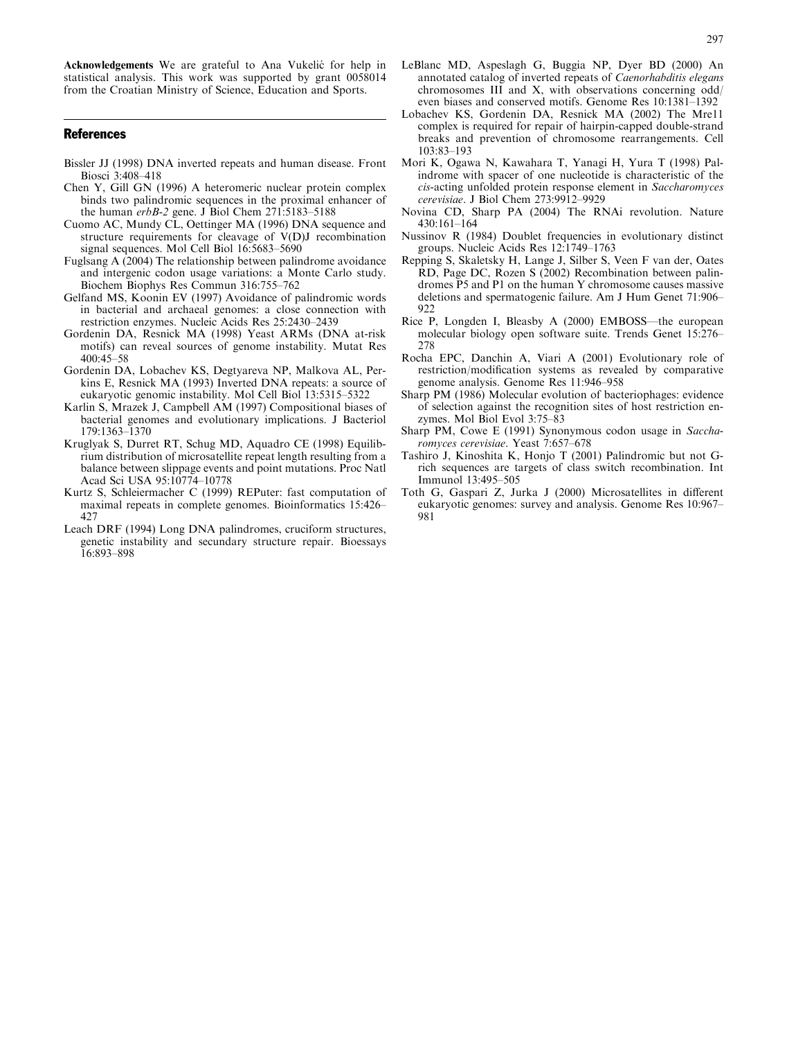**Acknowledgements** We are grateful to Ana Vukelić for help in statistical analysis. This work was supported by grant 0058014 from the Croatian Ministry of Science, Education and Sports.

## References

Bissler JJ (1998) DNA inverted repeats and human disease. Front Biosci 3:408–418

Chen Y, Gill GN (1996) A heteromeric nuclear protein complex binds two palindromic sequences in the proximal enhancer of the human *erbB-2* gene. J Biol Chem 271:5183–5188

Cuomo AC, Mundy CL, Oettinger MA (1996) DNA sequence and structure requirements for cleavage of V(D)J recombination signal sequences. Mol Cell Biol 16:5683–5690

Fuglsang A (2004) The relationship between palindrome avoidance and intergenic codon usage variations: a Monte Carlo study. Biochem Biophys Res Commun 316:755–762

Gelfand MS, Koonin EV (1997) Avoidance of palindromic words in bacterial and archaeal genomes: a close connection with restriction enzymes. Nucleic Acids Res 25:2430–2439

Gordenin DA, Resnick MA (1998) Yeast ARMs (DNA at-risk motifs) can reveal sources of genome instability. Mutat Res 400:45–58

Gordenin DA, Lobachev KS, Degtyareva NP, Malkova AL, Perkins E, Resnick MA (1993) Inverted DNA repeats: a source of eukaryotic genomic instability. Mol Cell Biol 13:5315–5322

Karlin S, Mrazek J, Campbell AM (1997) Compositional biases of bacterial genomes and evolutionary implications. J Bacteriol 179:1363–1370

Kruglyak S, Durret RT, Schug MD, Aquadro CE (1998) Equilibrium distribution of microsatellite repeat length resulting from a balance between slippage events and point mutations. Proc Natl Acad Sci USA 95:10774–10778

Kurtz S, Schleiermacher C (1999) REPuter: fast computation of maximal repeats in complete genomes. Bioinformatics 15:426–427

Leach DRF (1994) Long DNA palindromes, cruciform structures, genetic instability and secundary structure repair. Bioessays 16:893–898

LeBlanc MD, Aspeslagh G, Buggia NP, Dyer BD (2000) An annotated catalog of inverted repeats of *Caenorhabditis elegans* chromosomes III and X, with observations concerning odd/even biases and conserved motifs. Genome Res 10:1381–1392

Lobachev KS, Gordenin DA, Resnick MA (2002) The Mre11 complex is required for repair of hairpin-capped double-strand breaks and prevention of chromosome rearrangements. Cell 103:83–193

Mori K, Ogawa N, Kawahara T, Yanagi H, Yura T (1998) Palindrome with spacer of one nucleotide is characteristic of the *cis*-acting unfolded protein response element in *Saccharomyces cerevisiae*. J Biol Chem 273:9912–9929

Novina CD, Sharp PA (2004) The RNAi revolution. Nature 430:161–164

Nussinov R (1984) Doublet frequencies in evolutionary distinct groups. Nucleic Acids Res 12:1749–1763

Repping S, Skaletsky H, Lange J, Silber S, Veen F van der, Oates RD, Page DC, Rozen S (2002) Recombination between palindromes P5 and P1 on the human Y chromosome causes massive deletions and spermatogenic failure. Am J Hum Genet 71:906–922

Rice P, Longden I, Bleasby A (2000) EMBOSS—the european molecular biology open software suite. Trends Genet 15:276–278

Rocha EPC, Danchin A, Viari A (2001) Evolutionary role of restriction/modification systems as revealed by comparative genome analysis. Genome Res 11:946–958

Sharp PM (1986) Molecular evolution of bacteriophages: evidence of selection against the recognition sites of host restriction enzymes. Mol Biol Evol 3:75–83

Sharp PM, Cowe E (1991) Synonymous codon usage in *Saccharomyces cerevisiae*. Yeast 7:657–678

Tashiro J, Kinoshita K, Honjo T (2001) Palindromic but not G-rich sequences are targets of class switch recombination. Int Immunol 13:495–505

Toth G, Gaspari Z, Jurka J (2000) Microsatellites in different eukaryotic genomes: survey and analysis. Genome Res 10:967–981